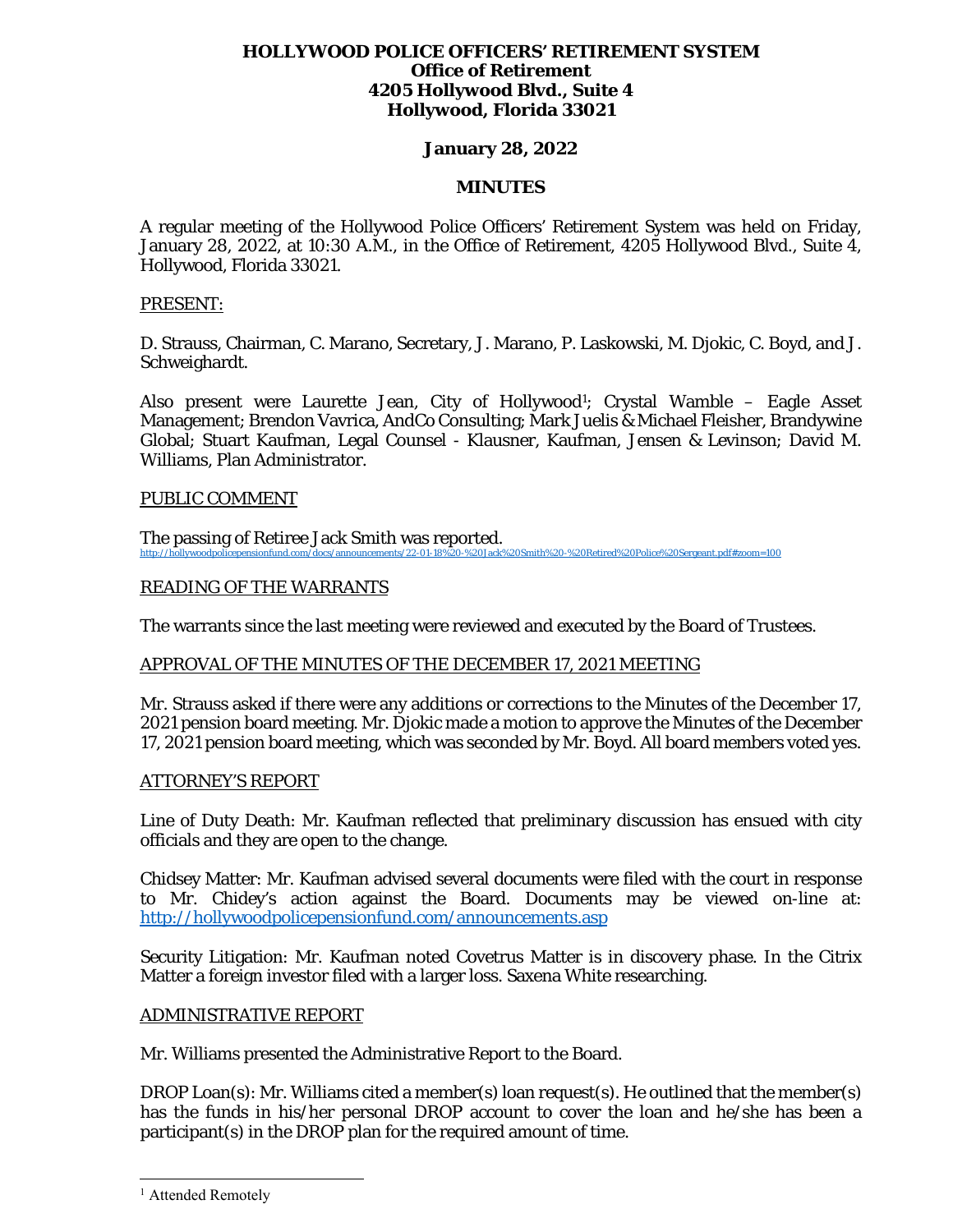**HOLLYWOOD POLICE OFFICERS' RETIREMENT SYSTEM**
**Office of Retirement**
**4205 Hollywood Blvd., Suite 4**
**Hollywood, Florida 33021**

**January 28, 2022**

**MINUTES**

A regular meeting of the Hollywood Police Officers' Retirement System was held on Friday, January 28, 2022, at 10:30 A.M., in the Office of Retirement, 4205 Hollywood Blvd., Suite 4, Hollywood, Florida 33021.

PRESENT:

D. Strauss, Chairman, C. Marano, Secretary, J. Marano, P. Laskowski, M. Djokic, C. Boyd, and J. Schweighardt.

Also present were Laurette Jean, City of Hollywood[1]; Crystal Wamble – Eagle Asset Management; Brendon Vavrica, AndCo Consulting; Mark Juelis & Michael Fleisher, Brandywine Global; Stuart Kaufman, Legal Counsel - Klausner, Kaufman, Jensen & Levinson; David M. Williams, Plan Administrator.

PUBLIC COMMENT

The passing of Retiree Jack Smith was reported.
http://hollywoodpolicepensionfund.com/docs/announcements/22-01-18%20-%20Jack%20Smith%20-%20Retired%20Police%20Sergeant.pdf#zoom=100

READING OF THE WARRANTS

The warrants since the last meeting were reviewed and executed by the Board of Trustees.

APPROVAL OF THE MINUTES OF THE DECEMBER 17, 2021 MEETING

Mr. Strauss asked if there were any additions or corrections to the Minutes of the December 17, 2021 pension board meeting. Mr. Djokic made a motion to approve the Minutes of the December 17, 2021 pension board meeting, which was seconded by Mr. Boyd. All board members voted yes.

ATTORNEY'S REPORT

Line of Duty Death: Mr. Kaufman reflected that preliminary discussion has ensued with city officials and they are open to the change.

Chidsey Matter: Mr. Kaufman advised several documents were filed with the court in response to Mr. Chidey's action against the Board. Documents may be viewed on-line at: http://hollywoodpolicepensionfund.com/announcements.asp

Security Litigation: Mr. Kaufman noted Covetrus Matter is in discovery phase. In the Citrix Matter a foreign investor filed with a larger loss. Saxena White researching.

ADMINISTRATIVE REPORT

Mr. Williams presented the Administrative Report to the Board.

DROP Loan(s): Mr. Williams cited a member(s) loan request(s). He outlined that the member(s) has the funds in his/her personal DROP account to cover the loan and he/she has been a participant(s) in the DROP plan for the required amount of time.

[1] Attended Remotely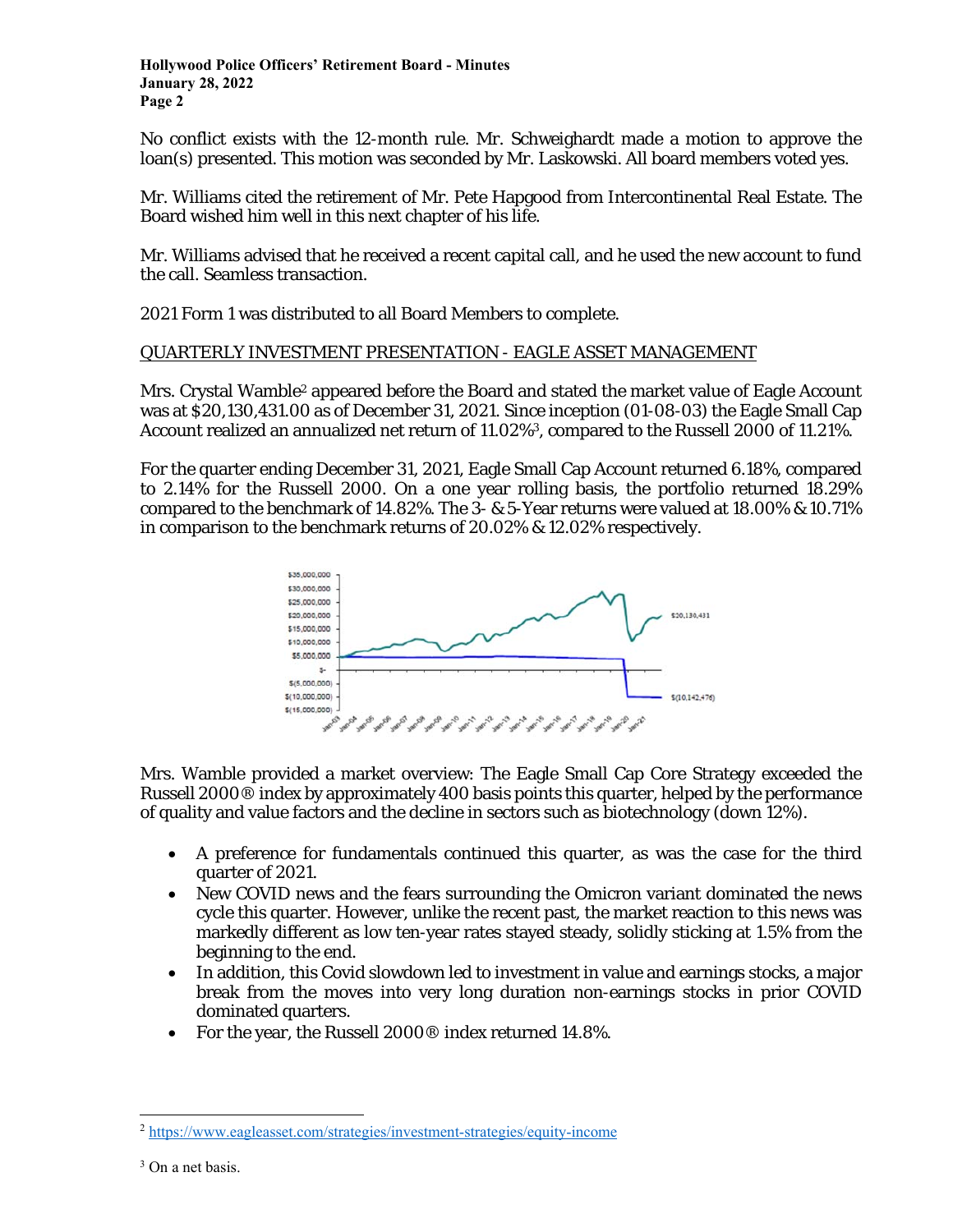No conflict exists with the 12-month rule. Mr. Schweighardt made a motion to approve the loan(s) presented. This motion was seconded by Mr. Laskowski. All board members voted yes.

Mr. Williams cited the retirement of Mr. Pete Hapgood from Intercontinental Real Estate. The Board wished him well in this next chapter of his life.

Mr. Williams advised that he received a recent capital call, and he used the new account to fund the call. Seamless transaction.

2021 Form 1 was distributed to all Board Members to complete.

QUARTERLY INVESTMENT PRESENTATION - EAGLE ASSET MANAGEMENT

Mrs. Crystal Wamble[2] appeared before the Board and stated the market value of Eagle Account was at $20,130,431.00 as of December 31, 2021. Since inception (01-08-03) the Eagle Small Cap Account realized an annualized net return of 11.02%[3], compared to the Russell 2000 of 11.21%.

For the quarter ending December 31, 2021, Eagle Small Cap Account returned 6.18%, compared to 2.14% for the Russell 2000. On a one year rolling basis, the portfolio returned 18.29% compared to the benchmark of 14.82%. The 3- & 5-Year returns were valued at 18.00% & 10.71% in comparison to the benchmark returns of 20.02% & 12.02% respectively.

Mrs. Wamble provided a market overview: The Eagle Small Cap Core Strategy exceeded the Russell 2000® index by approximately 400 basis points this quarter, helped by the performance of quality and value factors and the decline in sectors such as biotechnology (down 12%).

- A preference for fundamentals continued this quarter, as was the case for the third quarter of 2021.
- New COVID news and the fears surrounding the Omicron variant dominated the news cycle this quarter. However, unlike the recent past, the market reaction to this news was markedly different as low ten-year rates stayed steady, solidly sticking at 1.5% from the beginning to the end.
- In addition, this Covid slowdown led to investment in value and earnings stocks, a major break from the moves into very long duration non-earnings stocks in prior COVID dominated quarters.
- For the year, the Russell 2000® index returned 14.8%.

---

[2] https://www.eagleasset.com/strategies/investment-strategies/equity-income

[3] On a net basis.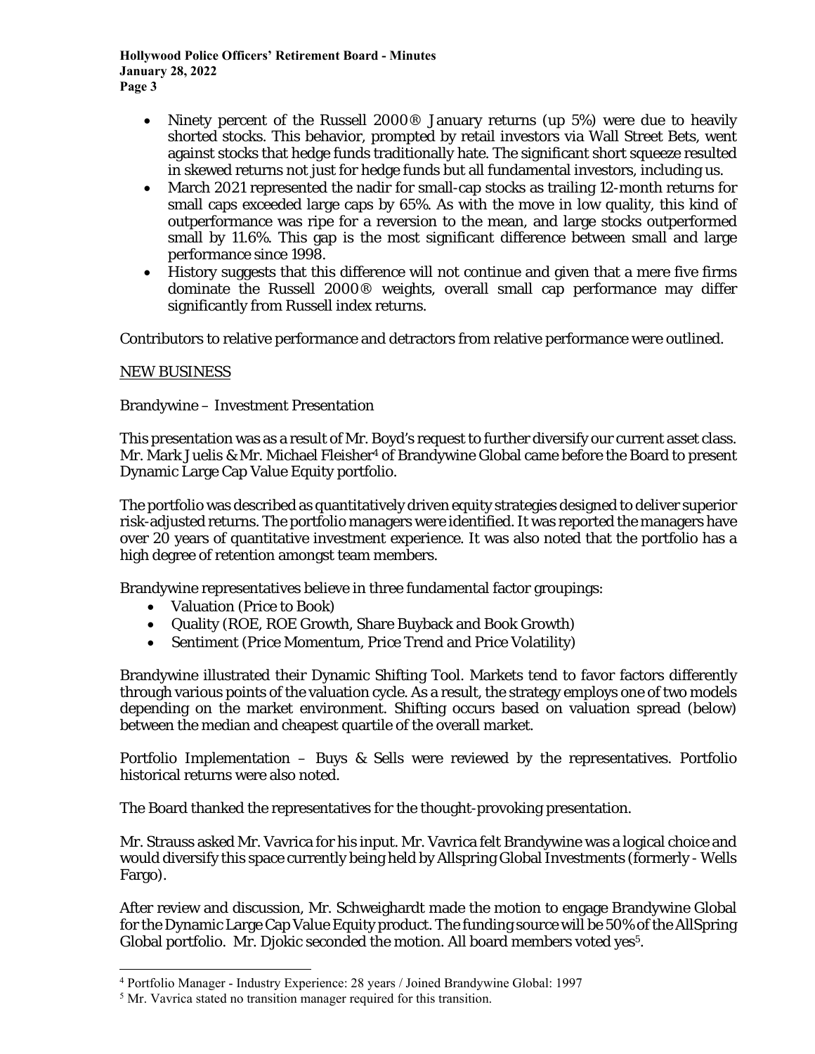- Ninety percent of the Russell 2000® January returns (up 5%) were due to heavily shorted stocks. This behavior, prompted by retail investors via Wall Street Bets, went against stocks that hedge funds traditionally hate. The significant short squeeze resulted in skewed returns not just for hedge funds but all fundamental investors, including us.
- March 2021 represented the nadir for small-cap stocks as trailing 12-month returns for small caps exceeded large caps by 65%. As with the move in low quality, this kind of outperformance was ripe for a reversion to the mean, and large stocks outperformed small by 11.6%. This gap is the most significant difference between small and large performance since 1998.
- History suggests that this difference will not continue and given that a mere five firms dominate the Russell 2000® weights, overall small cap performance may differ significantly from Russell index returns.

Contributors to relative performance and detractors from relative performance were outlined.

NEW BUSINESS

Brandywine – Investment Presentation

This presentation was as a result of Mr. Boyd's request to further diversify our current asset class. Mr. Mark Juelis & Mr. Michael Fleisher[4] of Brandywine Global came before the Board to present Dynamic Large Cap Value Equity portfolio.

The portfolio was described as quantitatively driven equity strategies designed to deliver superior risk-adjusted returns. The portfolio managers were identified. It was reported the managers have over 20 years of quantitative investment experience. It was also noted that the portfolio has a high degree of retention amongst team members.

Brandywine representatives believe in three fundamental factor groupings:

- Valuation (Price to Book)
- Quality (ROE, ROE Growth, Share Buyback and Book Growth)
- Sentiment (Price Momentum, Price Trend and Price Volatility)

Brandywine illustrated their Dynamic Shifting Tool. Markets tend to favor factors differently through various points of the valuation cycle. As a result, the strategy employs one of two models depending on the market environment. Shifting occurs based on valuation spread (below) between the median and cheapest quartile of the overall market.

Portfolio Implementation – Buys & Sells were reviewed by the representatives. Portfolio historical returns were also noted.

The Board thanked the representatives for the thought-provoking presentation.

Mr. Strauss asked Mr. Vavrica for his input. Mr. Vavrica felt Brandywine was a logical choice and would diversify this space currently being held by Allspring Global Investments (formerly - Wells Fargo).

After review and discussion, Mr. Schweighardt made the motion to engage Brandywine Global for the Dynamic Large Cap Value Equity product. The funding source will be 50% of the AllSpring Global portfolio. Mr. Djokic seconded the motion. All board members voted yes[5].

[4] Portfolio Manager - Industry Experience: 28 years / Joined Brandywine Global: 1997

[5] Mr. Vavrica stated no transition manager required for this transition.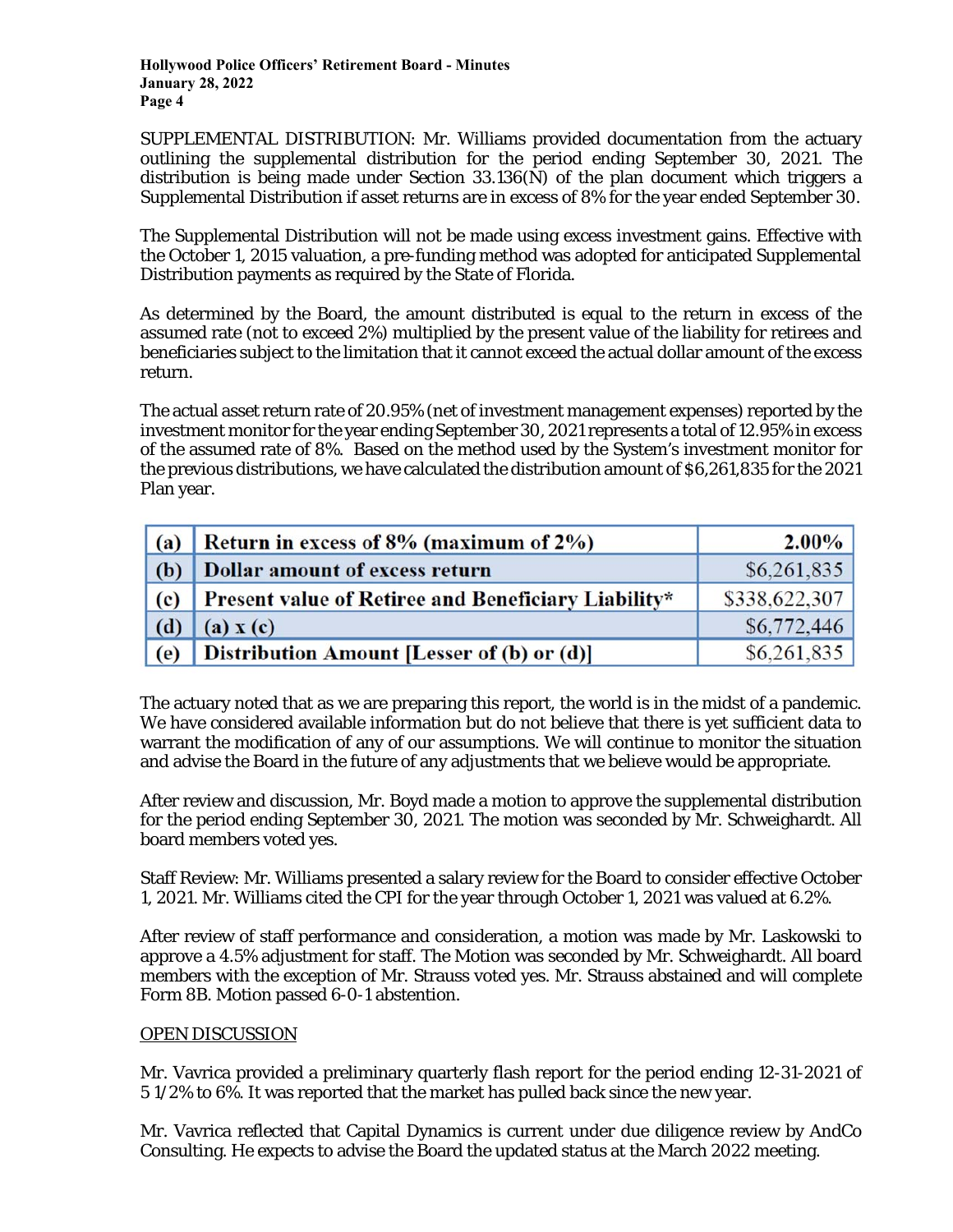SUPPLEMENTAL DISTRIBUTION: Mr. Williams provided documentation from the actuary outlining the supplemental distribution for the period ending September 30, 2021. The distribution is being made under Section 33.136(N) of the plan document which triggers a Supplemental Distribution if asset returns are in excess of 8% for the year ended September 30.

The Supplemental Distribution will not be made using excess investment gains. Effective with the October 1, 2015 valuation, a pre-funding method was adopted for anticipated Supplemental Distribution payments as required by the State of Florida.

As determined by the Board, the amount distributed is equal to the return in excess of the assumed rate (not to exceed 2%) multiplied by the present value of the liability for retirees and beneficiaries subject to the limitation that it cannot exceed the actual dollar amount of the excess return.

The actual asset return rate of 20.95% (net of investment management expenses) reported by the investment monitor for the year ending September 30, 2021 represents a total of 12.95% in excess of the assumed rate of 8%. Based on the method used by the System's investment monitor for the previous distributions, we have calculated the distribution amount of $6,261,835 for the 2021 Plan year.

| | | |
|---|---|---|
| **(a)** | **Return in excess of 8% (maximum of 2%)** | **2.00%** |
| **(b)** | **Dollar amount of excess return** | $6,261,835 |
| **(c)** | **Present value of Retiree and Beneficiary Liability*** | $338,622,307 |
| **(d)** | **(a) x (c)** | $6,772,446 |
| **(e)** | **Distribution Amount [Lesser of (b) or (d)]** | $6,261,835 |

The actuary noted that as we are preparing this report, the world is in the midst of a pandemic. We have considered available information but do not believe that there is yet sufficient data to warrant the modification of any of our assumptions. We will continue to monitor the situation and advise the Board in the future of any adjustments that we believe would be appropriate.

After review and discussion, Mr. Boyd made a motion to approve the supplemental distribution for the period ending September 30, 2021. The motion was seconded by Mr. Schweighardt. All board members voted yes.

Staff Review: Mr. Williams presented a salary review for the Board to consider effective October 1, 2021. Mr. Williams cited the CPI for the year through October 1, 2021 was valued at 6.2%.

After review of staff performance and consideration, a motion was made by Mr. Laskowski to approve a 4.5% adjustment for staff. The Motion was seconded by Mr. Schweighardt. All board members with the exception of Mr. Strauss voted yes. Mr. Strauss abstained and will complete Form 8B. Motion passed 6-0-1 abstention.

OPEN DISCUSSION

Mr. Vavrica provided a preliminary quarterly flash report for the period ending 12-31-2021 of 5 1/2% to 6%. It was reported that the market has pulled back since the new year.

Mr. Vavrica reflected that Capital Dynamics is current under due diligence review by AndCo Consulting. He expects to advise the Board the updated status at the March 2022 meeting.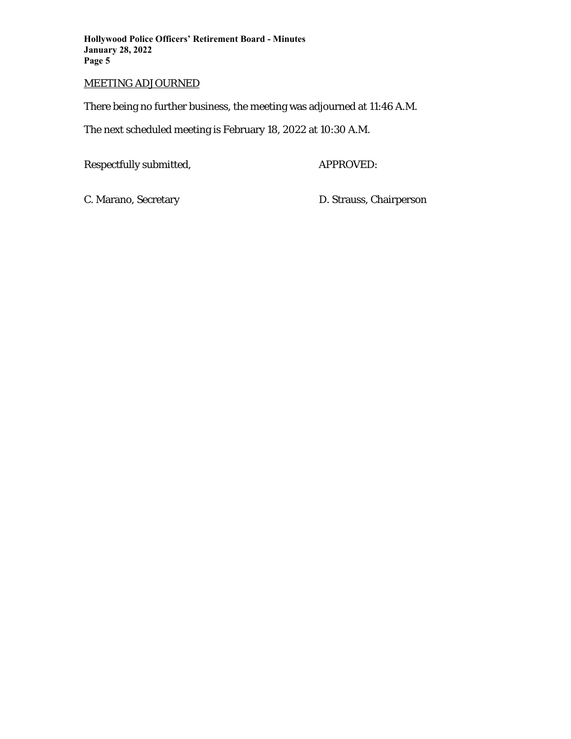MEETING ADJOURNED

There being no further business, the meeting was adjourned at 11:46 A.M.

The next scheduled meeting is February 18, 2022 at 10:30 A.M.

| | |
|---|---|
| Respectfully submitted, | APPROVED: |
| C. Marano, Secretary | D. Strauss, Chairperson |